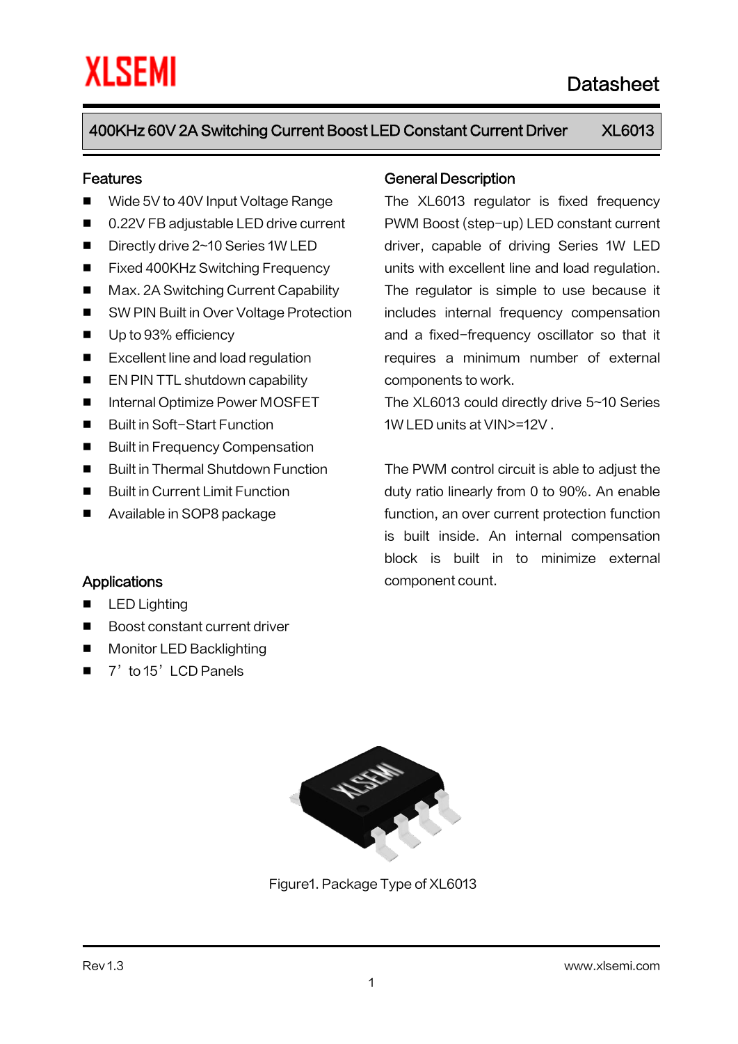# XLSEMI

Datasheet

## 400KHz 60V 2A Switching Current Boost LED Constant Current Driver XL6013

## Features

- Wide 5V to 40V Input Voltage Range
- 0.22V FB adjustable LED drive current
- Directly drive 2~10 Series 1W LED
- Fixed 400KHz Switching Frequency
- Max. 2A Switching Current Capability
- SW PIN Built in Over Voltage Protection
- Up to 93% efficiency
- Excellent line and load regulation
- EN PIN TTL shutdown capability
- Internal Optimize Power MOSFET
- Built in Soft-Start Function
- Built in Frequency Compensation
- Built in Thermal Shutdown Function
- Built in Current Limit Function
- Available in SOP8 package

## Applications

- LED Lighting
- Boost constant current driver
- Monitor LED Backlighting
- 7' to 15' LCD Panels

## General Description

The XL6013 regulator is fixed frequency PWM Boost (step-up) LED constant current driver, capable of driving Series 1W LED units with excellent line and load regulation. The regulator is simple to use because it includes internal frequency compensation and a fixed-frequency oscillator so that it requires a minimum number of external components to work.

The XL6013 could directly drive 5~10 Series 1W LED units at VIN>=12V .

The PWM control circuit is able to adjust the duty ratio linearly from 0 to 90%. An enable function, an over current protection function is built inside. An internal compensation block is built in to minimize external component count.

Figure1. Package Type of XL6013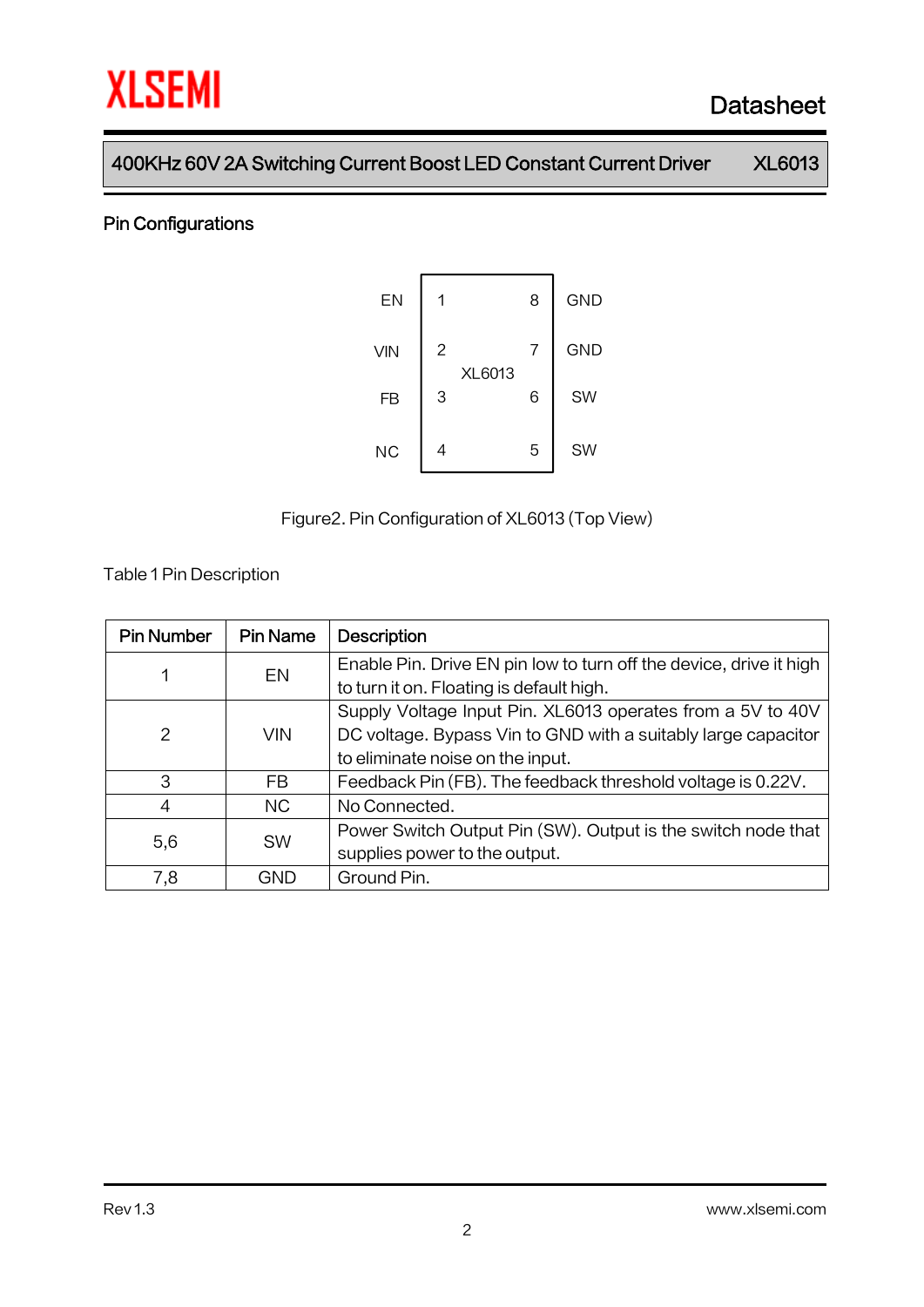## Pin Configurations

| | | | |
|---|---|---|---|
| EN | 1 | 8 | GND |
| VIN | 2 | 7 | GND |
| FB | 3 | 6 | SW |
| NC | 4 | 5 | SW |

Figure2. Pin Configuration of XL6013 (Top View)

Table 1 Pin Description

| Pin Number | Pin Name | Description |
|---|---|---|
| 1 | EN | Enable Pin. Drive EN pin low to turn off the device, drive it high to turn it on. Floating is default high. |
| 2 | VIN | Supply Voltage Input Pin. XL6013 operates from a 5V to 40V DC voltage. Bypass Vin to GND with a suitably large capacitor to eliminate noise on the input. |
| 3 | FB | Feedback Pin (FB). The feedback threshold voltage is 0.22V. |
| 4 | NC | No Connected. |
| 5,6 | SW | Power Switch Output Pin (SW). Output is the switch node that supplies power to the output. |
| 7,8 | GND | Ground Pin. |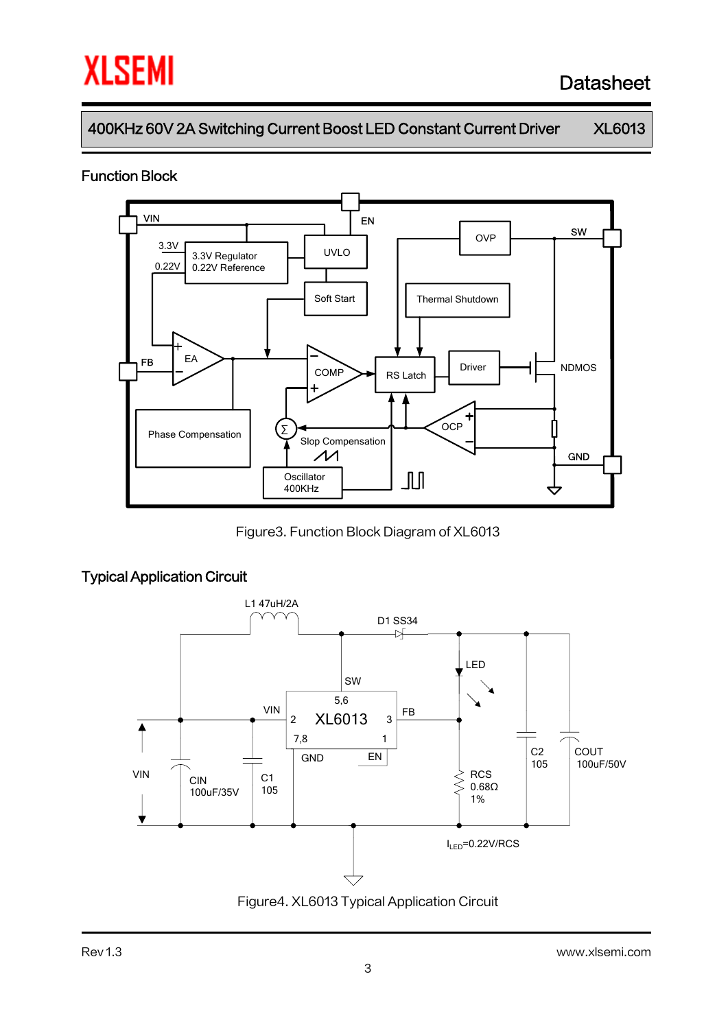## Function Block

Figure3. Function Block Diagram of XL6013

## Typical Application Circuit

Figure4. XL6013 Typical Application Circuit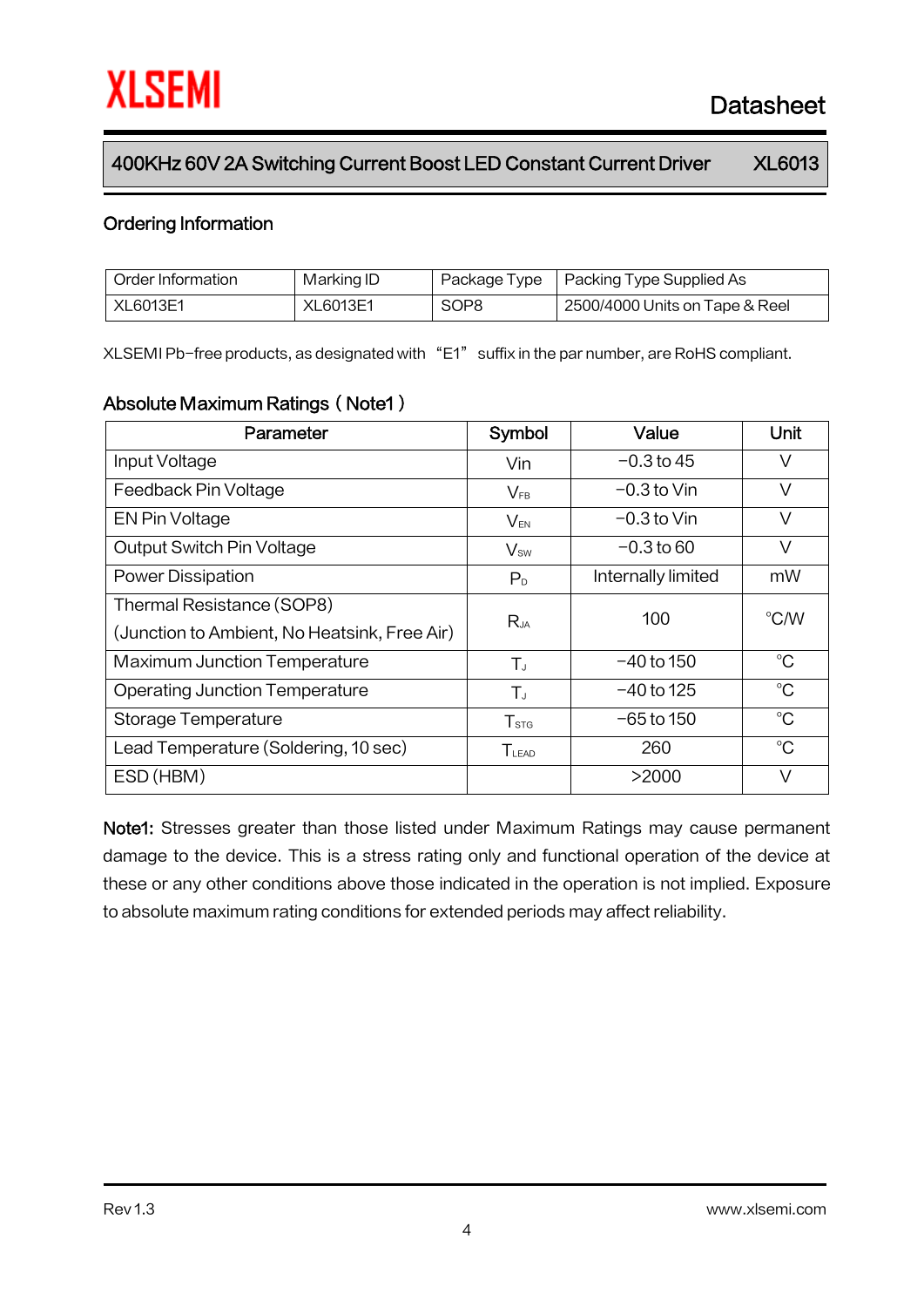## Ordering Information

| Order Information | Marking ID | Package Type | Packing Type Supplied As |
|---|---|---|---|
| XL6013E1 | XL6013E1 | SOP8 | 2500/4000 Units on Tape & Reel |

XLSEMI Pb-free products, as designated with "E1" suffix in the par number, are RoHS compliant.

## Absolute Maximum Ratings (Note1)

| Parameter | Symbol | Value | Unit |
|---|---|---|---|
| Input Voltage | Vin | -0.3 to 45 | V |
| Feedback Pin Voltage | $V_{FB}$ | -0.3 to Vin | V |
| EN Pin Voltage | $V_{EN}$ | -0.3 to Vin | V |
| Output Switch Pin Voltage | $V_{SW}$ | -0.3 to 60 | V |
| Power Dissipation | $P_D$ | Internally limited | mW |
| Thermal Resistance (SOP8) (Junction to Ambient, No Heatsink, Free Air) | $R_{JA}$ | 100 | °C/W |
| Maximum Junction Temperature | $T_J$ | -40 to 150 | °C |
| Operating Junction Temperature | $T_J$ | -40 to 125 | °C |
| Storage Temperature | $T_{STG}$ | -65 to 150 | °C |
| Lead Temperature (Soldering, 10 sec) | $T_{LEAD}$ | 260 | °C |
| ESD (HBM) | | >2000 | V |

**Note1:** Stresses greater than those listed under Maximum Ratings may cause permanent damage to the device. This is a stress rating only and functional operation of the device at these or any other conditions above those indicated in the operation is not implied. Exposure to absolute maximum rating conditions for extended periods may affect reliability.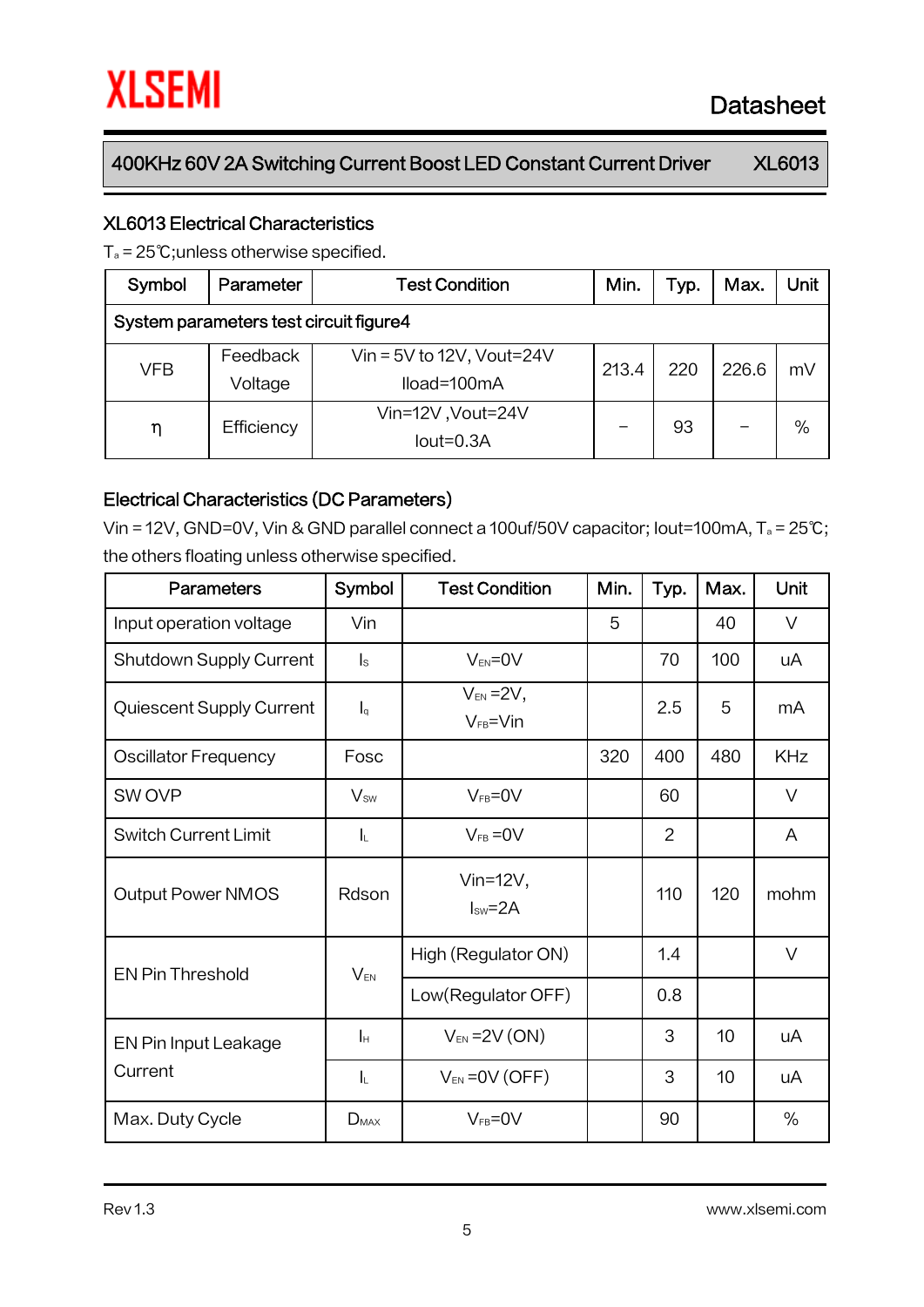## XL6013 Electrical Characteristics

$T_a$ = 25℃;unless otherwise specified.

| Symbol | Parameter | Test Condition | Min. | Typ. | Max. | Unit |
|---|---|---|---|---|---|---|
| System parameters test circuit figure4 | | | | | | |
| VFB | Feedback Voltage | Vin = 5V to 12V, Vout=24V Iload=100mA | 213.4 | 220 | 226.6 | mV |
| η | Efficiency | Vin=12V ,Vout=24V Iout=0.3A | – | 93 | – | % |

## Electrical Characteristics (DC Parameters)

Vin = 12V, GND=0V, Vin & GND parallel connect a 100uf/50V capacitor; Iout=100mA, $T_a$ = 25℃; the others floating unless otherwise specified.

| Parameters | Symbol | Test Condition | Min. | Typ. | Max. | Unit |
|---|---|---|---|---|---|---|
| Input operation voltage | Vin | | 5 | | 40 | V |
| Shutdown Supply Current | $I_S$ | $V_{EN}$=0V | | 70 | 100 | uA |
| Quiescent Supply Current | $I_q$ | $V_{EN}$ =2V, $V_{FB}$=Vin | | 2.5 | 5 | mA |
| Oscillator Frequency | Fosc | | 320 | 400 | 480 | KHz |
| SW OVP | $V_{SW}$ | $V_{FB}$=0V | | 60 | | V |
| Switch Current Limit | $I_L$ | $V_{FB}$ =0V | | 2 | | A |
| Output Power NMOS | Rdson | Vin=12V, $I_{SW}$=2A | | 110 | 120 | mohm |
| EN Pin Threshold | $V_{EN}$ | High (Regulator ON) | | 1.4 | | V |
| | | Low(Regulator OFF) | | 0.8 | | |
| EN Pin Input Leakage Current | $I_H$ | $V_{EN}$ =2V (ON) | | 3 | 10 | uA |
| | $I_L$ | $V_{EN}$ =0V (OFF) | | 3 | 10 | uA |
| Max. Duty Cycle | $D_{MAX}$ | $V_{FB}$=0V | | 90 | | % |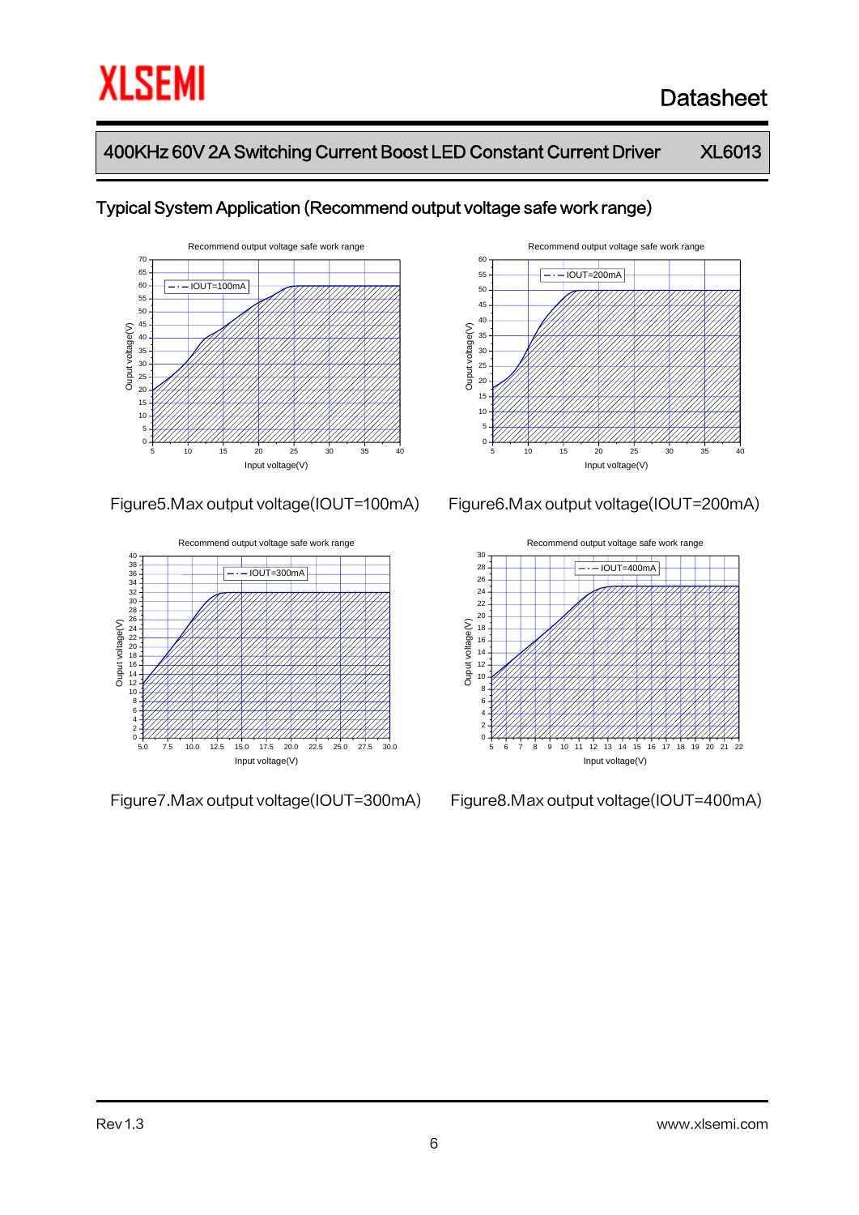## Typical System Application (Recommend output voltage safe work range)

Figure5.Max output voltage(IOUT=100mA)

Figure6.Max output voltage(IOUT=200mA)

Figure7.Max output voltage(IOUT=300mA)

Figure8.Max output voltage(IOUT=400mA)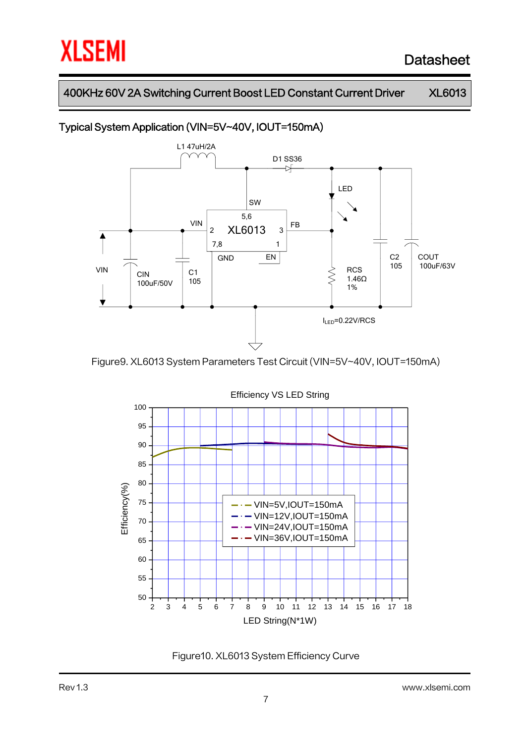## Typical System Application (VIN=5V~40V, IOUT=150mA)

Figure9. XL6013 System Parameters Test Circuit (VIN=5V~40V, IOUT=150mA)

Figure10. XL6013 System Efficiency Curve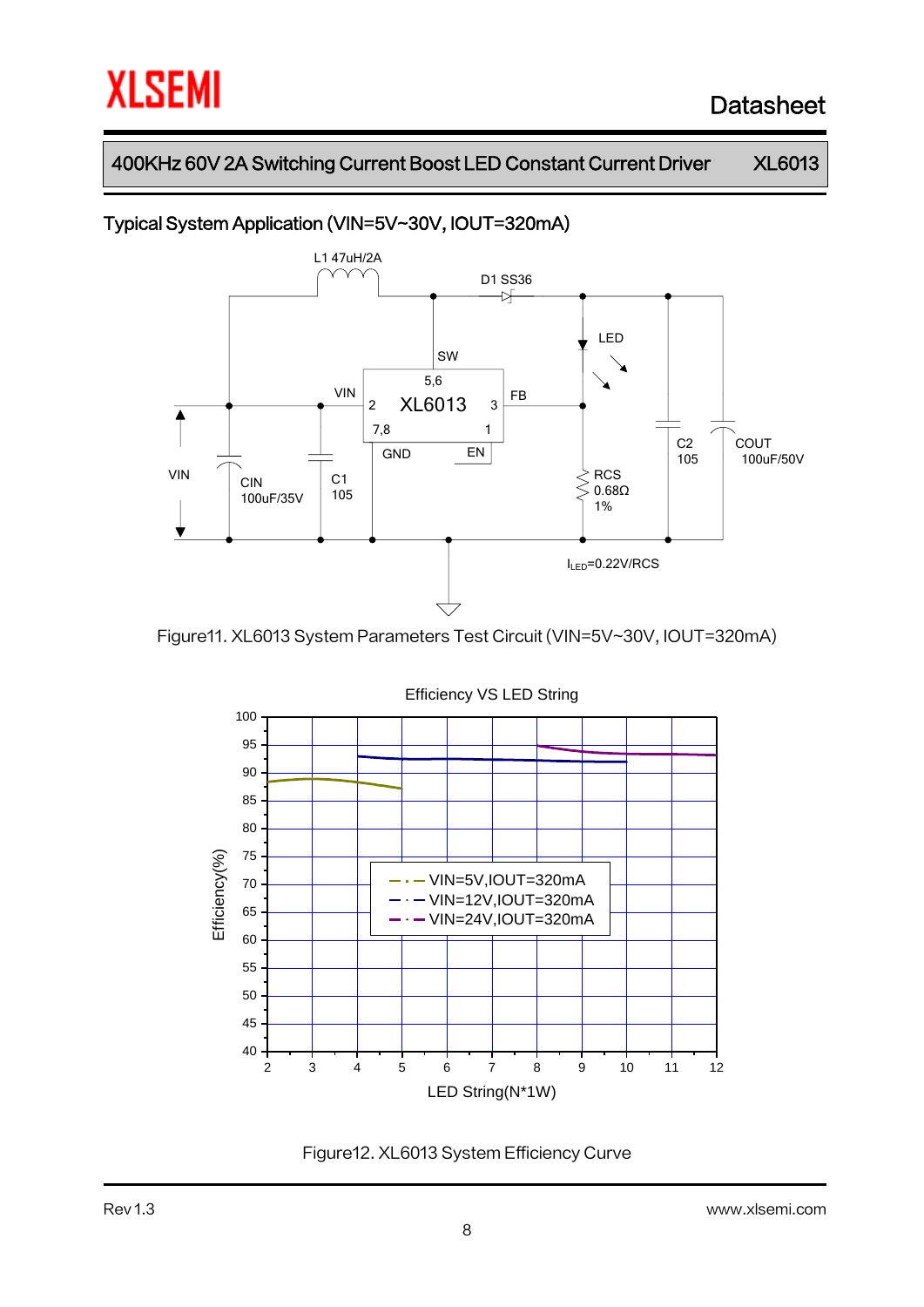## Typical System Application (VIN=5V~30V, IOUT=320mA)

Figure11. XL6013 System Parameters Test Circuit (VIN=5V~30V, IOUT=320mA)

Figure12. XL6013 System Efficiency Curve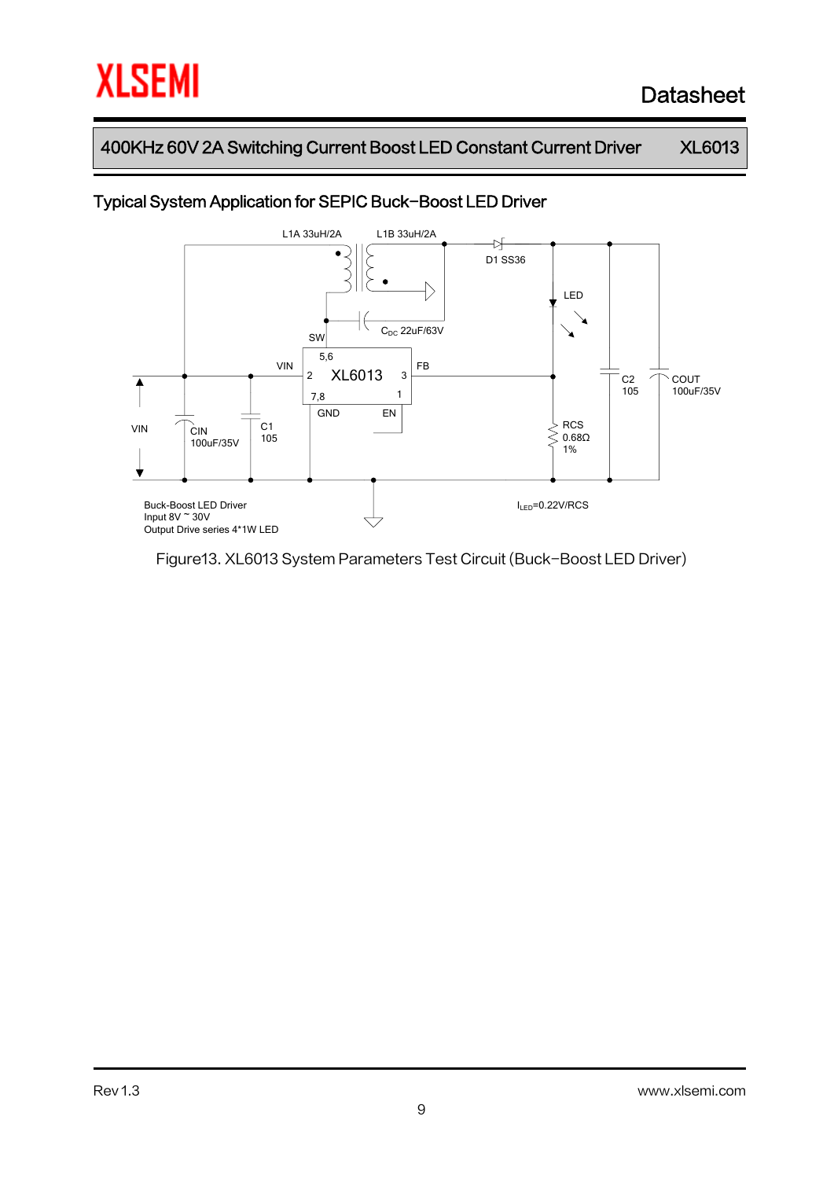## Typical System Application for SEPIC Buck−Boost LED Driver

Buck-Boost LED Driver
Input 8V ~ 30V
Output Drive series 4*1W LED

$I_{LED}$=0.22V/RCS

Figure13. XL6013 System Parameters Test Circuit (Buck−Boost LED Driver)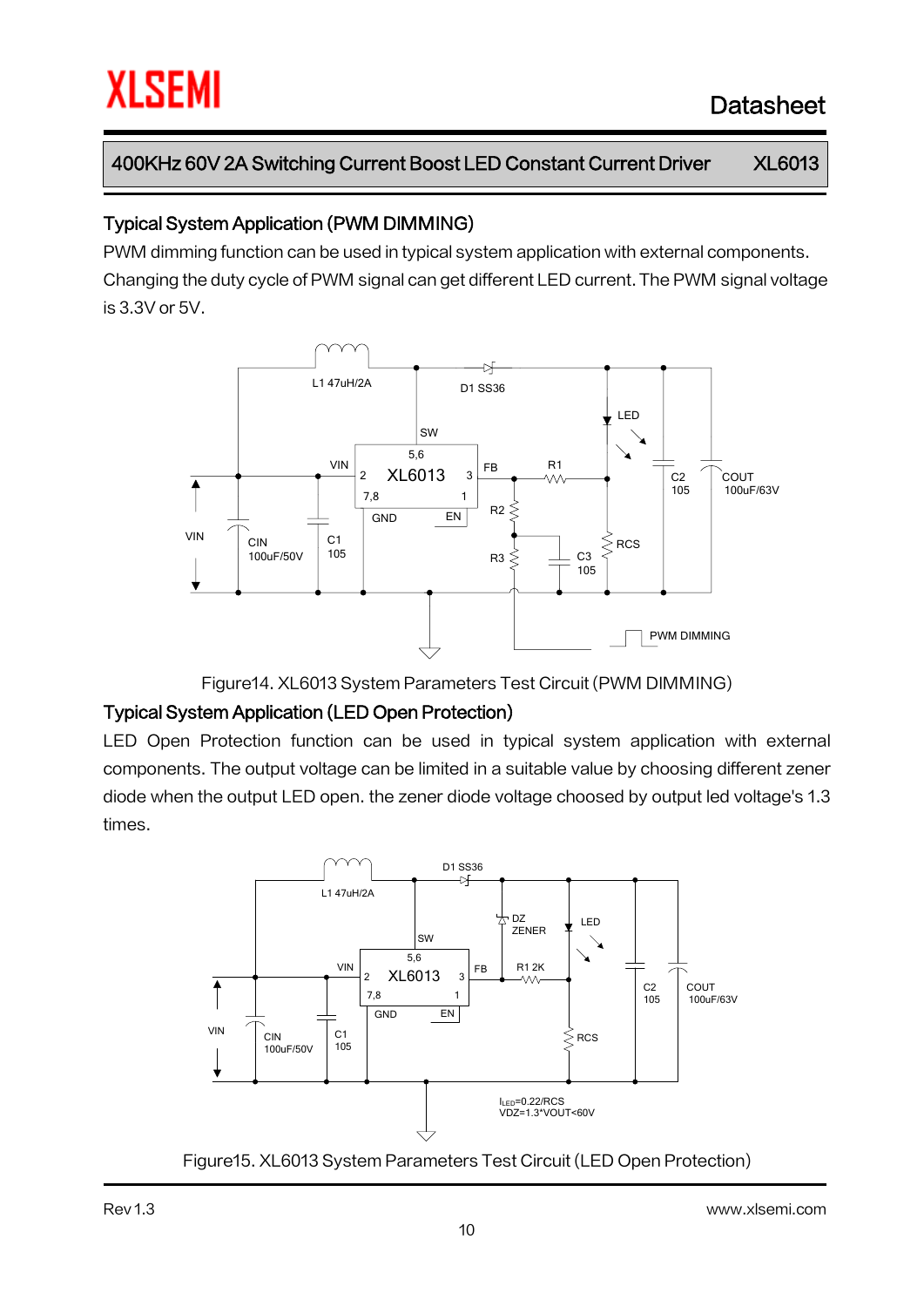## Typical System Application (PWM DIMMING)

PWM dimming function can be used in typical system application with external components. Changing the duty cycle of PWM signal can get different LED current. The PWM signal voltage is 3.3V or 5V.

Figure14. XL6013 System Parameters Test Circuit (PWM DIMMING)

## Typical System Application (LED Open Protection)

LED Open Protection function can be used in typical system application with external components. The output voltage can be limited in a suitable value by choosing different zener diode when the output LED open. the zener diode voltage choosed by output led voltage's 1.3 times.

$I_{LED}$=0.22/RCS
VDZ=1.3*VOUT<60V

Figure15. XL6013 System Parameters Test Circuit (LED Open Protection)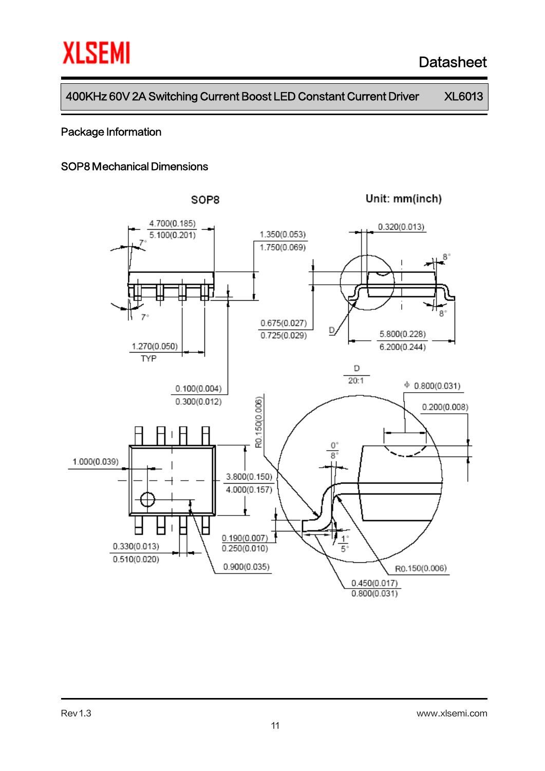## Package Information

### SOP8 Mechanical Dimensions

SOP8

Unit: mm(inch)

4.700(0.185)
5.100(0.201)

7°

7°

1.350(0.053)
1.750(0.069)

0.320(0.013)

8°

8°

0.675(0.027)
0.725(0.029)

D

5.800(0.228)
6.200(0.244)

1.270(0.050)
TYP

0.100(0.004)
0.300(0.012)

D
20:1

Φ 0.800(0.031)

0.200(0.008)

R0.150(0.006)

0°
8°

1.000(0.039)

3.800(0.150)
4.000(0.157)

0.190(0.007)
0.250(0.010)

1°
5°

0.330(0.013)
0.510(0.020)

0.900(0.035)

R0.150(0.006)

0.450(0.017)
0.800(0.031)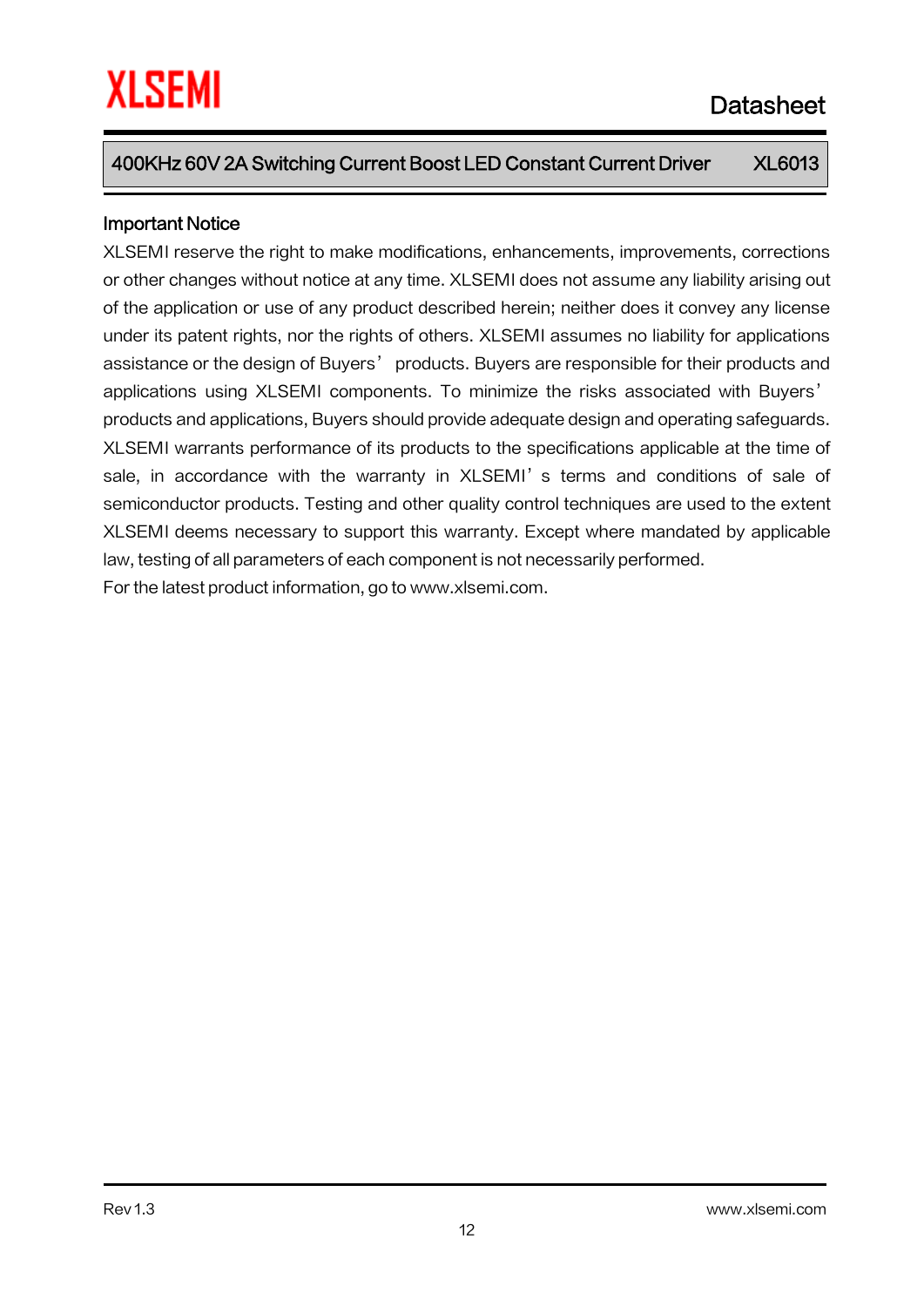## Important Notice

XLSEMI reserve the right to make modifications, enhancements, improvements, corrections or other changes without notice at any time. XLSEMI does not assume any liability arising out of the application or use of any product described herein; neither does it convey any license under its patent rights, nor the rights of others. XLSEMI assumes no liability for applications assistance or the design of Buyers' products. Buyers are responsible for their products and applications using XLSEMI components. To minimize the risks associated with Buyers' products and applications, Buyers should provide adequate design and operating safeguards. XLSEMI warrants performance of its products to the specifications applicable at the time of sale, in accordance with the warranty in XLSEMI's terms and conditions of sale of semiconductor products. Testing and other quality control techniques are used to the extent XLSEMI deems necessary to support this warranty. Except where mandated by applicable law, testing of all parameters of each component is not necessarily performed.

For the latest product information, go to www.xlsemi.com.